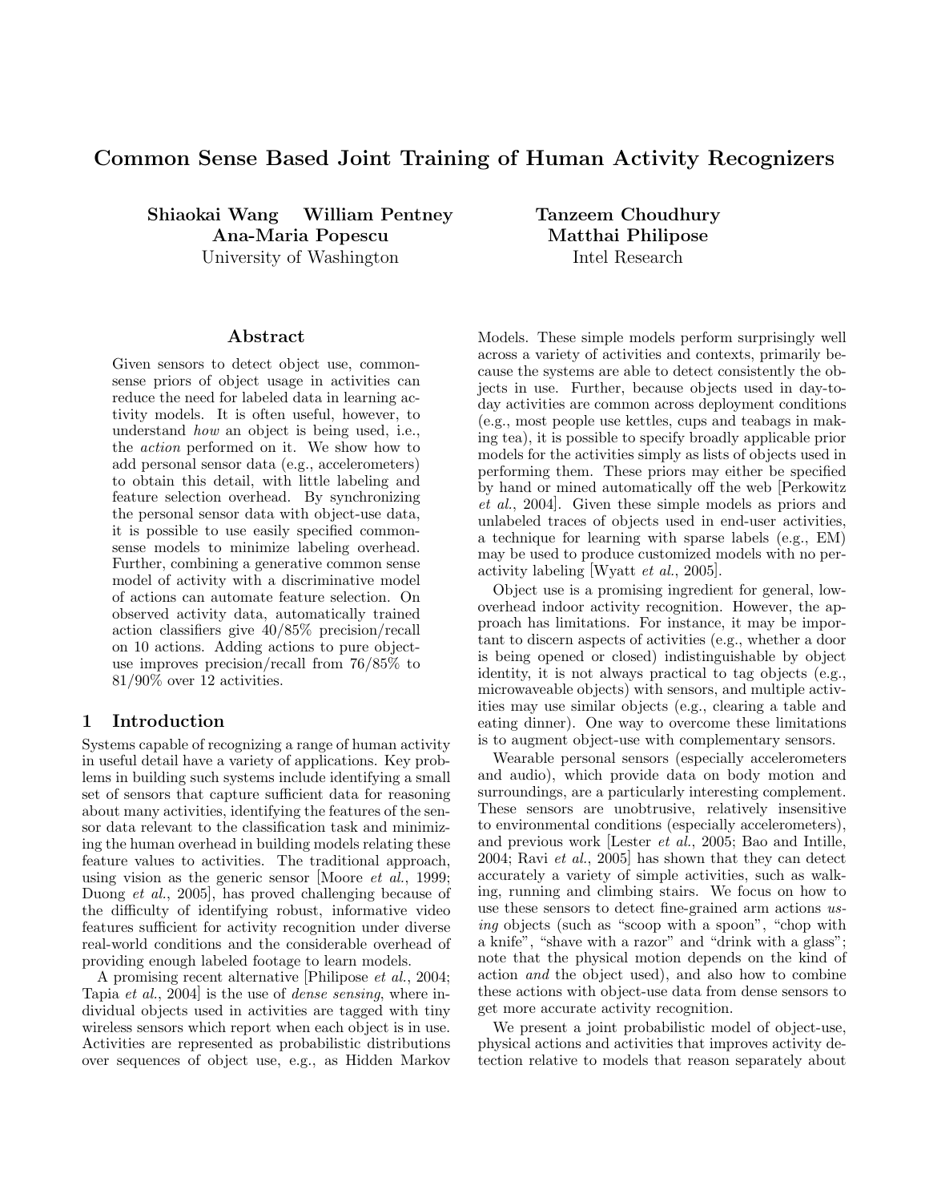# Common Sense Based Joint Training of Human Activity Recognizers

**Shiaokai Wang William Pentney Ana-Maria Popescu**
University of Washington

**Tanzeem Choudhury Matthai Philipose**
Intel Research

## Abstract

Given sensors to detect object use, commonsense priors of object usage in activities can reduce the need for labeled data in learning activity models. It is often useful, however, to understand *how* an object is being used, i.e., the *action* performed on it. We show how to add personal sensor data (e.g., accelerometers) to obtain this detail, with little labeling and feature selection overhead. By synchronizing the personal sensor data with object-use data, it is possible to use easily specified commonsense models to minimize labeling overhead. Further, combining a generative common sense model of activity with a discriminative model of actions can automate feature selection. On observed activity data, automatically trained action classifiers give 40/85% precision/recall on 10 actions. Adding actions to pure object-use improves precision/recall from 76/85% to 81/90% over 12 activities.

## 1 Introduction

Systems capable of recognizing a range of human activity in useful detail have a variety of applications. Key problems in building such systems include identifying a small set of sensors that capture sufficient data for reasoning about many activities, identifying the features of the sensor data relevant to the classification task and minimizing the human overhead in building models relating these feature values to activities. The traditional approach, using vision as the generic sensor [Moore *et al.*, 1999; Duong *et al.*, 2005], has proved challenging because of the difficulty of identifying robust, informative video features sufficient for activity recognition under diverse real-world conditions and the considerable overhead of providing enough labeled footage to learn models.

A promising recent alternative [Philipose *et al.*, 2004; Tapia *et al.*, 2004] is the use of *dense sensing*, where individual objects used in activities are tagged with tiny wireless sensors which report when each object is in use. Activities are represented as probabilistic distributions over sequences of object use, e.g., as Hidden Markov Models. These simple models perform surprisingly well across a variety of activities and contexts, primarily because the systems are able to detect consistently the objects in use. Further, because objects used in day-to-day activities are common across deployment conditions (e.g., most people use kettles, cups and teabags in making tea), it is possible to specify broadly applicable prior models for the activities simply as lists of objects used in performing them. These priors may either be specified by hand or mined automatically off the web [Perkowitz *et al.*, 2004]. Given these simple models as priors and unlabeled traces of objects used in end-user activities, a technique for learning with sparse labels (e.g., EM) may be used to produce customized models with no per-activity labeling [Wyatt *et al.*, 2005].

Object use is a promising ingredient for general, low-overhead indoor activity recognition. However, the approach has limitations. For instance, it may be important to discern aspects of activities (e.g., whether a door is being opened or closed) indistinguishable by object identity, it is not always practical to tag objects (e.g., microwaveable objects) with sensors, and multiple activities may use similar objects (e.g., clearing a table and eating dinner). One way to overcome these limitations is to augment object-use with complementary sensors.

Wearable personal sensors (especially accelerometers and audio), which provide data on body motion and surroundings, are a particularly interesting complement. These sensors are unobtrusive, relatively insensitive to environmental conditions (especially accelerometers), and previous work [Lester *et al.*, 2005; Bao and Intille, 2004; Ravi *et al.*, 2005] has shown that they can detect accurately a variety of simple activities, such as walking, running and climbing stairs. We focus on how to use these sensors to detect fine-grained arm actions *using* objects (such as "scoop with a spoon", "chop with a knife", "shave with a razor" and "drink with a glass"; note that the physical motion depends on the kind of action *and* the object used), and also how to combine these actions with object-use data from dense sensors to get more accurate activity recognition.

We present a joint probabilistic model of object-use, physical actions and activities that improves activity detection relative to models that reason separately about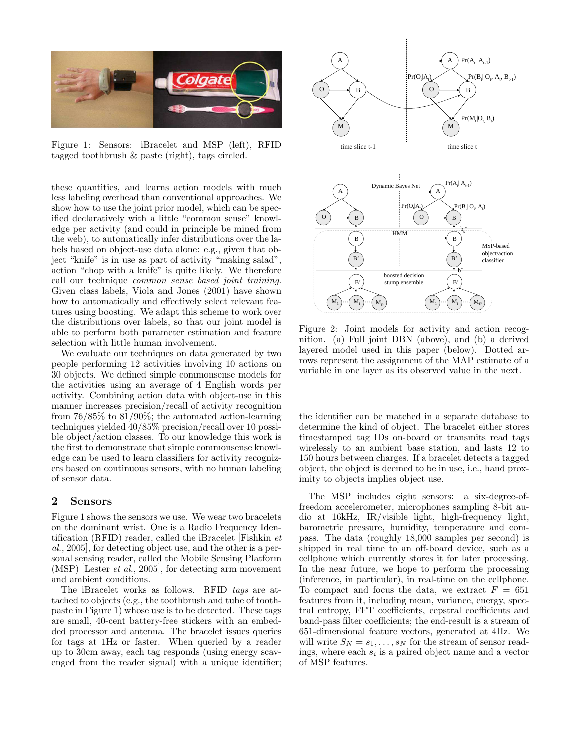Figure 1: Sensors: iBracelet and MSP (left), RFID tagged toothbrush & paste (right), tags circled.

these quantities, and learns action models with much less labeling overhead than conventional approaches. We show how to use the joint prior model, which can be specified declaratively with a little "common sense" knowledge per activity (and could in principle be mined from the web), to automatically infer distributions over the labels based on object-use data alone: e.g., given that object "knife" is in use as part of activity "making salad", action "chop with a knife" is quite likely. We therefore call our technique *common sense based joint training*. Given class labels, Viola and Jones (2001) have shown how to automatically and effectively select relevant features using boosting. We adapt this scheme to work over the distributions over labels, so that our joint model is able to perform both parameter estimation and feature selection with little human involvement.

We evaluate our techniques on data generated by two people performing 12 activities involving 10 actions on 30 objects. We defined simple commonsense models for the activities using an average of 4 English words per activity. Combining action data with object-use in this manner increases precision/recall of activity recognition from 76/85% to 81/90%; the automated action-learning techniques yielded 40/85% precision/recall over 10 possible object/action classes. To our knowledge this work is the first to demonstrate that simple commonsense knowledge can be used to learn classifiers for activity recognizers based on continuous sensors, with no human labeling of sensor data.

## 2 Sensors

Figure 1 shows the sensors we use. We wear two bracelets on the dominant wrist. One is a Radio Frequency Identification (RFID) reader, called the iBracelet [Fishkin *et al.*, 2005], for detecting object use, and the other is a personal sensing reader, called the Mobile Sensing Platform (MSP) [Lester *et al.*, 2005], for detecting arm movement and ambient conditions.

The iBracelet works as follows. RFID *tags* are attached to objects (e.g., the toothbrush and tube of toothpaste in Figure 1) whose use is to be detected. These tags are small, 40-cent battery-free stickers with an embedded processor and antenna. The bracelet issues queries for tags at 1Hz or faster. When queried by a reader up to 30cm away, each tag responds (using energy scavenged from the reader signal) with a unique identifier; the identifier can be matched in a separate database to determine the kind of object. The bracelet either stores timestamped tag IDs on-board or transmits read tags wirelessly to an ambient base station, and lasts 12 to 150 hours between charges. If a bracelet detects a tagged object, the object is deemed to be in use, i.e., hand proximity to objects implies object use.

The MSP includes eight sensors: a six-degree-of-freedom accelerometer, microphones sampling 8-bit audio at 16kHz, IR/visible light, high-frequency light, barometric pressure, humidity, temperature and compass. The data (roughly 18,000 samples per second) is shipped in real time to an off-board device, such as a cellphone which currently stores it for later processing. In the near future, we hope to perform the processing (inference, in particular), in real-time on the cellphone. To compact and focus the data, we extract $F = 651$ features from it, including mean, variance, energy, spectral entropy, FFT coefficients, cepstral coefficients and band-pass filter coefficients; the end-result is a stream of 651-dimensional feature vectors, generated at 4Hz. We will write $S_N = s_1, \ldots, s_N$ for the stream of sensor readings, where each $s_i$ is a paired object name and a vector of MSP features.

Figure 2: Joint models for activity and action recognition. (a) Full joint DBN (above), and (b) a derived layered model used in this paper (below). Dotted arrows represent the assignment of the MAP estimate of a variable in one layer as its observed value in the next.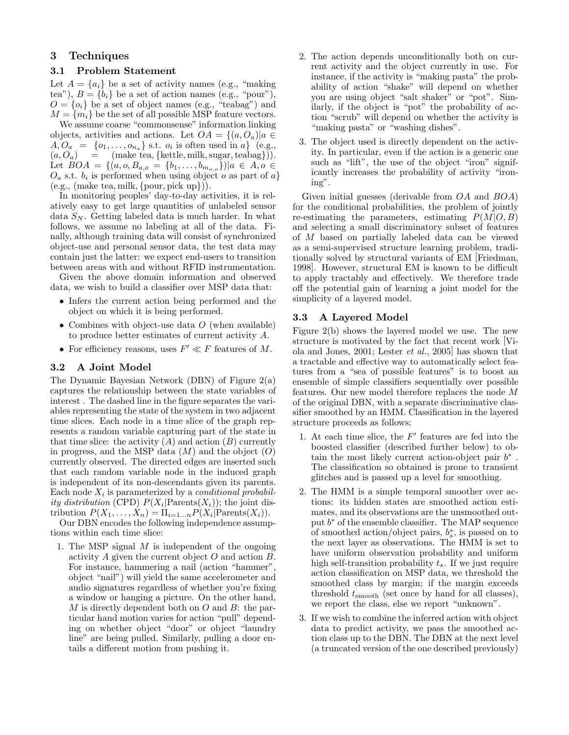# 3 Techniques

## 3.1 Problem Statement

Let $A = \{a_i\}$ be a set of activity names (e.g., "making tea"), $B = \{b_i\}$ be a set of action names (e.g., "pour"), $O = \{o_i\}$ be a set of object names (e.g., "teabag") and $M = \{m_i\}$ be the set of all possible MSP feature vectors.

We assume coarse "commonsense" information linking objects, activities and actions. Let $OA = \{(a, O_a) | a \in A, O_a = \{o_1, \ldots, o_{n_a}\}$ s.t. $o_i$ is often used in $a\}$ (e.g., $(a, O_a)$ = (make tea, {kettle, milk, sugar, teabag})). Let $BOA = \{(a, o, B_{a,o} = \{b_1, \ldots, b_{m_{a,o}}\}) | a \in A, o \in O_a$ s.t. $b_i$ is performed when using object $o$ as part of $a\}$ (e.g., (make tea, milk, {pour, pick up})).

In monitoring peoples' day-to-day activities, it is relatively easy to get large quantities of unlabeled sensor data $S_N$. Getting labeled data is much harder. In what follows, we assume no labeling at all of the data. Finally, although training data will consist of synchronized object-use and personal sensor data, the test data may contain just the latter: we expect end-users to transition between areas with and without RFID instrumentation.

Given the above domain information and observed data, we wish to build a classifier over MSP data that:

- Infers the current action being performed and the object on which it is being performed.
- Combines with object-use data $O$ (when available) to produce better estimates of current activity $A$.
- For efficiency reasons, uses $F' \ll F$ features of $M$.

## 3.2 A Joint Model

The Dynamic Bayesian Network (DBN) of Figure 2(a) captures the relationship between the state variables of interest . The dashed line in the figure separates the variables representing the state of the system in two adjacent time slices. Each node in a time slice of the graph represents a random variable capturing part of the state in that time slice: the activity ($A$) and action ($B$) currently in progress, and the MSP data ($M$) and the object ($O$) currently observed. The directed edges are inserted such that each random variable node in the induced graph is independent of its non-descendants given its parents. Each node $X_i$ is parameterized by a *conditional probability distribution* (CPD) $P(X_i|\text{Parents}(X_i))$; the joint distribution $P(X_1, \ldots, X_n) = \Pi_{i=1\ldots n} P(X_i|\text{Parents}(X_i))$.

Our DBN encodes the following independence assumptions within each time slice:

1. The MSP signal $M$ is independent of the ongoing activity $A$ given the current object $O$ and action $B$. For instance, hammering a nail (action "hammer", object "nail") will yield the same accelerometer and audio signatures regardless of whether you're fixing a window or hanging a picture. On the other hand, $M$ is directly dependent both on $O$ and $B$: the particular hand motion varies for action "pull" depending on whether object "door" or object "laundry line" are being pulled. Similarly, pulling a door entails a different motion from pushing it.
2. The action depends unconditionally both on current activity and the object currently in use. For instance, if the activity is "making pasta" the probability of action "shake" will depend on whether you are using object "salt shaker" or "pot". Similarly, if the object is "pot" the probability of action "scrub" will depend on whether the activity is "making pasta" or "washing dishes".
3. The object used is directly dependent on the activity. In particular, even if the action is a generic one such as "lift", the use of the object "iron" significantly increases the probability of activity "ironing".

Given initial guesses (derivable from $OA$ and $BOA$) for the conditional probabilities, the problem of jointly re-estimating the parameters, estimating $P(M|O, B)$ and selecting a small discriminatory subset of features of $M$ based on partially labeled data can be viewed as a semi-supervised structure learning problem, traditionally solved by structural variants of EM [Friedman, 1998]. However, structural EM is known to be difficult to apply tractably and effectively. We therefore trade off the potential gain of learning a joint model for the simplicity of a layered model.

## 3.3 A Layered Model

Figure 2(b) shows the layered model we use. The new structure is motivated by the fact that recent work [Viola and Jones, 2001; Lester *et al.*, 2005] has shown that a tractable and effective way to automatically select features from a "sea of possible features" is to boost an ensemble of simple classifiers sequentially over possible features. Our new model therefore replaces the node $M$ of the original DBN, with a separate discriminative classifier smoothed by an HMM. Classification in the layered structure proceeds as follows:

1. At each time slice, the $F'$ features are fed into the boosted classifier (described further below) to obtain the most likely current action-object pair $b^*$ . The classification so obtained is prone to transient glitches and is passed up a level for smoothing.
2. The HMM is a simple temporal smoother over actions: its hidden states are smoothed action estimates, and its observations are the unsmoothed output $b^*$ of the ensemble classifier. The MAP sequence of smoothed action/object pairs, $b_s^*$, is passed on to the next layer as observations. The HMM is set to have uniform observation probability and uniform high self-transition probability $t_s$. If we just require action classification on MSP data, we threshold the smoothed class by margin; if the margin exceeds threshold $t_{\text{smooth}}$ (set once by hand for all classes), we report the class, else we report "unknown".
3. If we wish to combine the inferred action with object data to predict activity, we pass the smoothed action class up to the DBN. The DBN at the next level (a truncated version of the one described previously)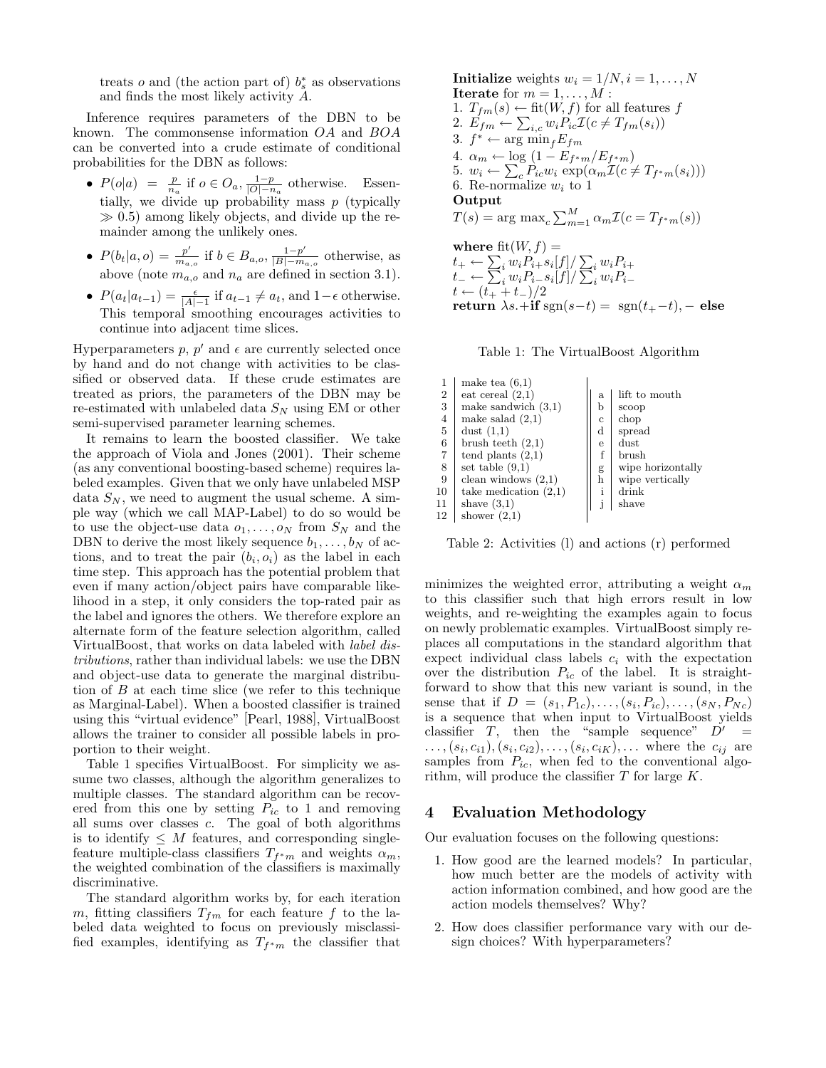treats $o$ and (the action part of) $b_s^*$ as observations and finds the most likely activity $A$.

Inference requires parameters of the DBN to be known. The commonsense information $OA$ and $BOA$ can be converted into a crude estimate of conditional probabilities for the DBN as follows:

- $P(o|a) = \frac{p}{n_a}$ if $o \in O_a$, $\frac{1-p}{|O|-n_a}$ otherwise. Essentially, we divide up probability mass $p$ (typically $\gg 0.5$) among likely objects, and divide up the remainder among the unlikely ones.
- $P(b_t|a, o) = \frac{p'}{m_{a,o}}$ if $b \in B_{a,o}$, $\frac{1-p'}{|B|-m_{a,o}}$ otherwise, as above (note $m_{a,o}$ and $n_a$ are defined in section 3.1).
- $P(a_t|a_{t-1}) = \frac{\epsilon}{|A|-1}$ if $a_{t-1} \neq a_t$, and $1-\epsilon$ otherwise. This temporal smoothing encourages activities to continue into adjacent time slices.

Hyperparameters $p$, $p'$ and $\epsilon$ are currently selected once by hand and do not change with activities to be classified or observed data. If these crude estimates are treated as priors, the parameters of the DBN may be re-estimated with unlabeled data $S_N$ using EM or other semi-supervised parameter learning schemes.

It remains to learn the boosted classifier. We take the approach of Viola and Jones (2001). Their scheme (as any conventional boosting-based scheme) requires labeled examples. Given that we only have unlabeled MSP data $S_N$, we need to augment the usual scheme. A simple way (which we call MAP-Label) to do so would be to use the object-use data $o_1, \ldots, o_N$ from $S_N$ and the DBN to derive the most likely sequence $b_1, \ldots, b_N$ of actions, and to treat the pair $(b_i, o_i)$ as the label in each time step. This approach has the potential problem that even if many action/object pairs have comparable likelihood in a step, it only considers the top-rated pair as the label and ignores the others. We therefore explore an alternate form of the feature selection algorithm, called VirtualBoost, that works on data labeled with *label distributions*, rather than individual labels: we use the DBN and object-use data to generate the marginal distribution of $B$ at each time slice (we refer to this technique as Marginal-Label). When a boosted classifier is trained using this "virtual evidence" [Pearl, 1988], VirtualBoost allows the trainer to consider all possible labels in proportion to their weight.

Table 1 specifies VirtualBoost. For simplicity we assume two classes, although the algorithm generalizes to multiple classes. The standard algorithm can be recovered from this one by setting $P_{ic}$ to 1 and removing all sums over classes $c$. The goal of both algorithms is to identify $\leq M$ features, and corresponding single-feature multiple-class classifiers $T_{f^*m}$ and weights $\alpha_m$, the weighted combination of the classifiers is maximally discriminative.

The standard algorithm works by, for each iteration $m$, fitting classifiers $T_{fm}$ for each feature $f$ to the labeled data weighted to focus on previously misclassified examples, identifying as $T_{f^*m}$ the classifier that minimizes the weighted error, attributing a weight $\alpha_m$ to this classifier such that high errors result in low weights, and re-weighting the examples again to focus on newly problematic examples. VirtualBoost simply replaces all computations in the standard algorithm that expect individual class labels $c_i$ with the expectation over the distribution $P_{ic}$ of the label. It is straightforward to show that this new variant is sound, in the sense that if $D = (s_1, P_{1c}), \ldots, (s_i, P_{ic}), \ldots, (s_N, P_{Nc})$ is a sequence that when input to VirtualBoost yields classifier $T$, then the "sample sequence" $D' = \ldots, (s_i, c_{i1}), (s_i, c_{i2}), \ldots, (s_i, c_{iK}), \ldots$ where the $c_{ij}$ are samples from $P_{ic}$, when fed to the conventional algorithm, will produce the classifier $T$ for large $K$.

**Initialize** weights $w_i = 1/N, i = 1, \ldots, N$
**Iterate** for $m = 1, \ldots, M$ :
1. $T_{fm}(s) \leftarrow \text{fit}(W, f)$ for all features $f$
2. $E_{fm} \leftarrow \sum_{i,c} w_i P_{ic} \mathcal{I}(c \neq T_{fm}(s_i))$
3. $f^* \leftarrow \arg\min_f E_{fm}$
4. $\alpha_m \leftarrow \log\left(1 - E_{f^*m}/E_{f^*m}\right)$
5. $w_i \leftarrow \sum_c P_{ic} w_i \exp(\alpha_m \mathcal{I}(c \neq T_{f^*m}(s_i)))$
6. Re-normalize $w_i$ to 1

**Output**
$T(s) = \arg\max_c \sum_{m=1}^{M} \alpha_m \mathcal{I}(c = T_{f^*m}(s))$

**where** $\text{fit}(W, f) =$
$t_+ \leftarrow \sum_i w_i P_{i+} s_i[f] / \sum_i w_i P_{i+}$
$t_- \leftarrow \sum_i w_i P_{i-} s_i[f] / \sum_i w_i P_{i-}$
$t \leftarrow (t_+ + t_-)/2$
**return** $\lambda s.+$**if** $\text{sgn}(s-t) = \text{sgn}(t_+ - t), -$ **else**

Table 1: The VirtualBoost Algorithm

| | Activity | | Action |
|---|---|---|---|
| 1 | make tea (6,1) | | |
| 2 | eat cereal (2,1) | a | lift to mouth |
| 3 | make sandwich (3,1) | b | scoop |
| 4 | make salad (2,1) | c | chop |
| 5 | dust (1,1) | d | spread |
| 6 | brush teeth (2,1) | e | dust |
| 7 | tend plants (2,1) | f | brush |
| 8 | set table (9,1) | g | wipe horizontally |
| 9 | clean windows (2,1) | h | wipe vertically |
| 10 | take medication (2,1) | i | drink |
| 11 | shave (3,1) | j | shave |
| 12 | shower (2,1) | | |

Table 2: Activities (l) and actions (r) performed

## 4 Evaluation Methodology

Our evaluation focuses on the following questions:

1. How good are the learned models? In particular, how much better are the models of activity with action information combined, and how good are the action models themselves? Why?
2. How does classifier performance vary with our design choices? With hyperparameters?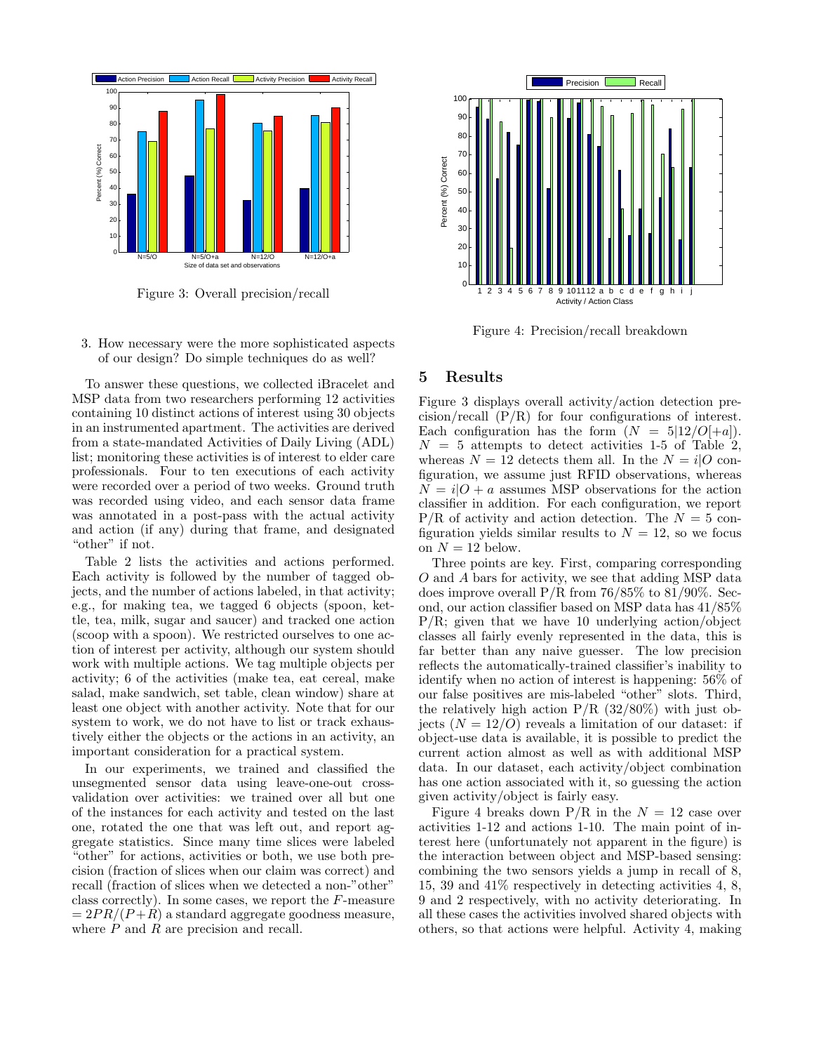Figure 3: Overall precision/recall

Figure 4: Precision/recall breakdown

3. How necessary were the more sophisticated aspects of our design? Do simple techniques do as well?

To answer these questions, we collected iBracelet and MSP data from two researchers performing 12 activities containing 10 distinct actions of interest using 30 objects in an instrumented apartment. The activities are derived from a state-mandated Activities of Daily Living (ADL) list; monitoring these activities is of interest to elder care professionals. Four to ten executions of each activity were recorded over a period of two weeks. Ground truth was recorded using video, and each sensor data frame was annotated in a post-pass with the actual activity and action (if any) during that frame, and designated "other" if not.

Table 2 lists the activities and actions performed. Each activity is followed by the number of tagged objects, and the number of actions labeled, in that activity; e.g., for making tea, we tagged 6 objects (spoon, kettle, tea, milk, sugar and saucer) and tracked one action (scoop with a spoon). We restricted ourselves to one action of interest per activity, although our system should work with multiple actions. We tag multiple objects per activity; 6 of the activities (make tea, eat cereal, make salad, make sandwich, set table, clean window) share at least one object with another activity. Note that for our system to work, we do not have to list or track exhaustively either the objects or the actions in an activity, an important consideration for a practical system.

In our experiments, we trained and classified the unsegmented sensor data using leave-one-out cross-validation over activities: we trained over all but one of the instances for each activity and tested on the last one, rotated the one that was left out, and report aggregate statistics. Since many time slices were labeled "other" for actions, activities or both, we use both precision (fraction of slices when our claim was correct) and recall (fraction of slices when we detected a non-"other" class correctly). In some cases, we report the $F$-measure $= 2PR/(P+R)$ a standard aggregate goodness measure, where $P$ and $R$ are precision and recall.

## 5 Results

Figure 3 displays overall activity/action detection precision/recall (P/R) for four configurations of interest. Each configuration has the form $(N = 5|12/O[+a])$. $N = 5$ attempts to detect activities 1-5 of Table 2, whereas $N = 12$ detects them all. In the $N = i|O$ configuration, we assume just RFID observations, whereas $N = i|O + a$ assumes MSP observations for the action classifier in addition. For each configuration, we report P/R of activity and action detection. The $N = 5$ configuration yields similar results to $N = 12$, so we focus on $N = 12$ below.

Three points are key. First, comparing corresponding $O$ and $A$ bars for activity, we see that adding MSP data does improve overall P/R from 76/85% to 81/90%. Second, our action classifier based on MSP data has 41/85% P/R; given that we have 10 underlying action/object classes all fairly evenly represented in the data, this is far better than any naive guesser. The low precision reflects the automatically-trained classifier's inability to identify when no action of interest is happening: 56% of our false positives are mis-labeled "other" slots. Third, the relatively high action P/R (32/80%) with just objects ($N = 12/O$) reveals a limitation of our dataset: if object-use data is available, it is possible to predict the current action almost as well as with additional MSP data. In our dataset, each activity/object combination has one action associated with it, so guessing the action given activity/object is fairly easy.

Figure 4 breaks down P/R in the $N = 12$ case over activities 1-12 and actions 1-10. The main point of interest here (unfortunately not apparent in the figure) is the interaction between object and MSP-based sensing: combining the two sensors yields a jump in recall of 8, 15, 39 and 41% respectively in detecting activities 4, 8, 9 and 2 respectively, with no activity deteriorating. In all these cases the activities involved shared objects with others, so that actions were helpful. Activity 4, making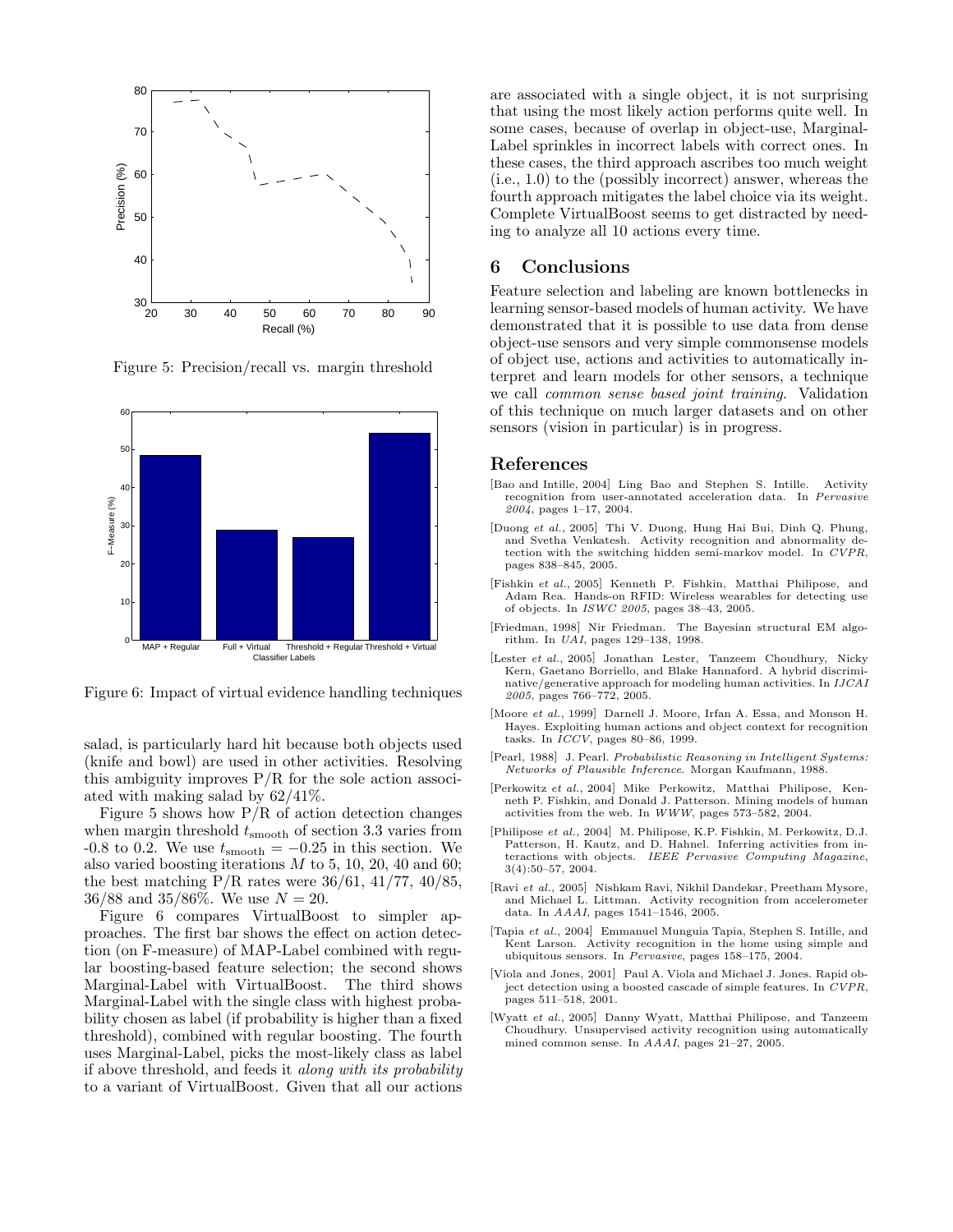80
70
60
50
40
30
20 30 40 50 60 70 80 90
Recall (%)
Precision (%)

Figure 5: Precision/recall vs. margin threshold

60
50
40
30
20
10
0
F−Measure (%)
MAP + Regular
Full + Virtual
Threshold + Regular
Threshold + Virtual
Classifier Labels

Figure 6: Impact of virtual evidence handling techniques

salad, is particularly hard hit because both objects used (knife and bowl) are used in other activities. Resolving this ambiguity improves P/R for the sole action associated with making salad by 62/41%.

Figure 5 shows how P/R of action detection changes when margin threshold $t_{\mathrm{smooth}}$ of section 3.3 varies from -0.8 to 0.2. We use $t_{\mathrm{smooth}} = -0.25$ in this section. We also varied boosting iterations $M$ to 5, 10, 20, 40 and 60; the best matching P/R rates were 36/61, 41/77, 40/85, 36/88 and 35/86%. We use $N = 20$.

Figure 6 compares VirtualBoost to simpler approaches. The first bar shows the effect on action detection (on F-measure) of MAP-Label combined with regular boosting-based feature selection; the second shows Marginal-Label with VirtualBoost. The third shows Marginal-Label with the single class with highest probability chosen as label (if probability is higher than a fixed threshold), combined with regular boosting. The fourth uses Marginal-Label, picks the most-likely class as label if above threshold, and feeds it *along with its probability* to a variant of VirtualBoost. Given that all our actions are associated with a single object, it is not surprising that using the most likely action performs quite well. In some cases, because of overlap in object-use, Marginal-Label sprinkles in incorrect labels with correct ones. In these cases, the third approach ascribes too much weight (i.e., 1.0) to the (possibly incorrect) answer, whereas the fourth approach mitigates the label choice via its weight. Complete VirtualBoost seems to get distracted by needing to analyze all 10 actions every time.

## 6 Conclusions

Feature selection and labeling are known bottlenecks in learning sensor-based models of human activity. We have demonstrated that it is possible to use data from dense object-use sensors and very simple commonsense models of object use, actions and activities to automatically interpret and learn models for other sensors, a technique we call *common sense based joint training*. Validation of this technique on much larger datasets and on other sensors (vision in particular) is in progress.

## References

[Bao and Intille, 2004] Ling Bao and Stephen S. Intille. Activity recognition from user-annotated acceleration data. In *Pervasive 2004*, pages 1–17, 2004.

[Duong *et al.*, 2005] Thi V. Duong, Hung Hai Bui, Dinh Q. Phung, and Svetha Venkatesh. Activity recognition and abnormality detection with the switching hidden semi-markov model. In *CVPR*, pages 838–845, 2005.

[Fishkin *et al.*, 2005] Kenneth P. Fishkin, Matthai Philipose, and Adam Rea. Hands-on RFID: Wireless wearables for detecting use of objects. In *ISWC 2005*, pages 38–43, 2005.

[Friedman, 1998] Nir Friedman. The Bayesian structural EM algorithm. In *UAI*, pages 129–138, 1998.

[Lester *et al.*, 2005] Jonathan Lester, Tanzeem Choudhury, Nicky Kern, Gaetano Borriello, and Blake Hannaford. A hybrid discriminative/generative approach for modeling human activities. In *IJCAI 2005*, pages 766–772, 2005.

[Moore *et al.*, 1999] Darnell J. Moore, Irfan A. Essa, and Monson H. Hayes. Exploiting human actions and object context for recognition tasks. In *ICCV*, pages 80–86, 1999.

[Pearl, 1988] J. Pearl. *Probabilistic Reasoning in Intelligent Systems: Networks of Plausible Inference*. Morgan Kaufmann, 1988.

[Perkowitz *et al.*, 2004] Mike Perkowitz, Matthai Philipose, Kenneth P. Fishkin, and Donald J. Patterson. Mining models of human activities from the web. In *WWW*, pages 573–582, 2004.

[Philipose *et al.*, 2004] M. Philipose, K.P. Fishkin, M. Perkowitz, D.J. Patterson, H. Kautz, and D. Hahnel. Inferring activities from interactions with objects. *IEEE Pervasive Computing Magazine*, 3(4):50–57, 2004.

[Ravi *et al.*, 2005] Nishkam Ravi, Nikhil Dandekar, Preetham Mysore, and Michael L. Littman. Activity recognition from accelerometer data. In *AAAI*, pages 1541–1546, 2005.

[Tapia *et al.*, 2004] Emmanuel Munguia Tapia, Stephen S. Intille, and Kent Larson. Activity recognition in the home using simple and ubiquitous sensors. In *Pervasive*, pages 158–175, 2004.

[Viola and Jones, 2001] Paul A. Viola and Michael J. Jones. Rapid object detection using a boosted cascade of simple features. In *CVPR*, pages 511–518, 2001.

[Wyatt *et al.*, 2005] Danny Wyatt, Matthai Philipose, and Tanzeem Choudhury. Unsupervised activity recognition using automatically mined common sense. In *AAAI*, pages 21–27, 2005.